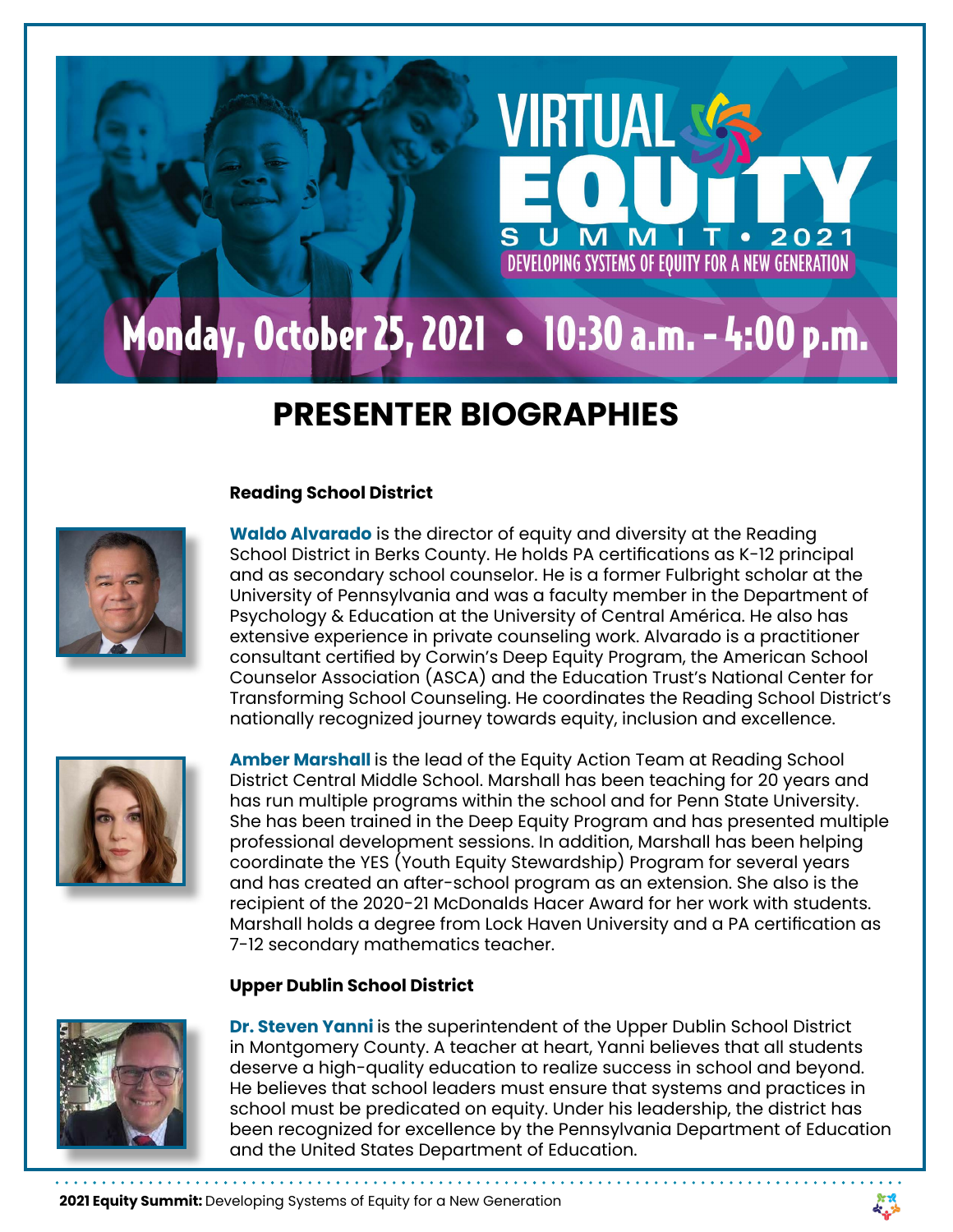# VIRTUAL EQUITY SUMMIT • 2021

DEVELOPING SYSTEMS OF EQUITY FOR A NEW GENERATION

**Monday, October 25, 2021 • 10:30 a.m. - 4:00 p.m.**

## PRESENTER BIOGRAPHIES

### Reading School District

**Waldo Alvarado** is the director of equity and diversity at the Reading School District in Berks County. He holds PA certifications as K-12 principal and as secondary school counselor. He is a former Fulbright scholar at the University of Pennsylvania and was a faculty member in the Department of Psychology & Education at the University of Central América. He also has extensive experience in private counseling work. Alvarado is a practitioner consultant certified by Corwin's Deep Equity Program, the American School Counselor Association (ASCA) and the Education Trust's National Center for Transforming School Counseling. He coordinates the Reading School District's nationally recognized journey towards equity, inclusion and excellence.

**Amber Marshall** is the lead of the Equity Action Team at Reading School District Central Middle School. Marshall has been teaching for 20 years and has run multiple programs within the school and for Penn State University. She has been trained in the Deep Equity Program and has presented multiple professional development sessions. In addition, Marshall has been helping coordinate the YES (Youth Equity Stewardship) Program for several years and has created an after-school program as an extension. She also is the recipient of the 2020-21 McDonalds Hacer Award for her work with students. Marshall holds a degree from Lock Haven University and a PA certification as 7-12 secondary mathematics teacher.

### Upper Dublin School District

**Dr. Steven Yanni** is the superintendent of the Upper Dublin School District in Montgomery County. A teacher at heart, Yanni believes that all students deserve a high-quality education to realize success in school and beyond. He believes that school leaders must ensure that systems and practices in school must be predicated on equity. Under his leadership, the district has been recognized for excellence by the Pennsylvania Department of Education and the United States Department of Education.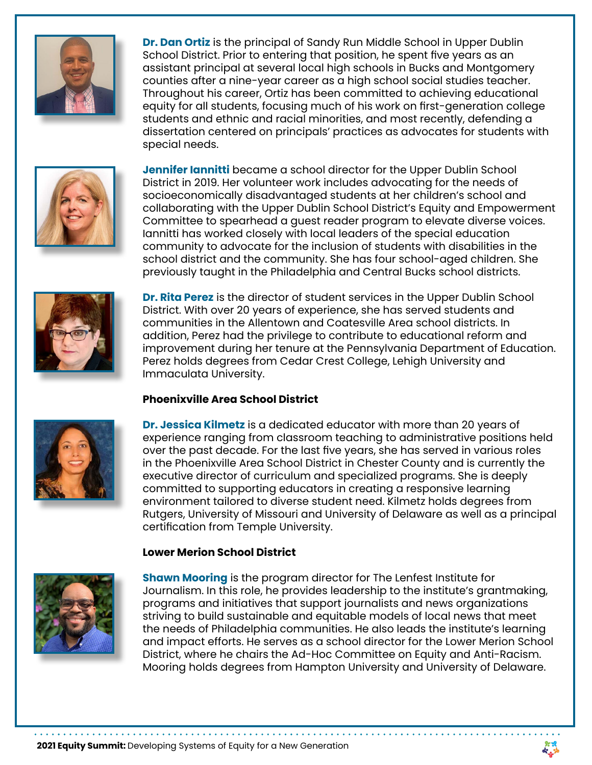**Dr. Dan Ortiz** is the principal of Sandy Run Middle School in Upper Dublin School District. Prior to entering that position, he spent five years as an assistant principal at several local high schools in Bucks and Montgomery counties after a nine-year career as a high school social studies teacher. Throughout his career, Ortiz has been committed to achieving educational equity for all students, focusing much of his work on first-generation college students and ethnic and racial minorities, and most recently, defending a dissertation centered on principals' practices as advocates for students with special needs.

**Jennifer Iannitti** became a school director for the Upper Dublin School District in 2019. Her volunteer work includes advocating for the needs of socioeconomically disadvantaged students at her children's school and collaborating with the Upper Dublin School District's Equity and Empowerment Committee to spearhead a guest reader program to elevate diverse voices. Iannitti has worked closely with local leaders of the special education community to advocate for the inclusion of students with disabilities in the school district and the community. She has four school-aged children. She previously taught in the Philadelphia and Central Bucks school districts.

**Dr. Rita Perez** is the director of student services in the Upper Dublin School District. With over 20 years of experience, she has served students and communities in the Allentown and Coatesville Area school districts. In addition, Perez had the privilege to contribute to educational reform and improvement during her tenure at the Pennsylvania Department of Education. Perez holds degrees from Cedar Crest College, Lehigh University and Immaculata University.

**Phoenixville Area School District**

**Dr. Jessica Kilmetz** is a dedicated educator with more than 20 years of experience ranging from classroom teaching to administrative positions held over the past decade. For the last five years, she has served in various roles in the Phoenixville Area School District in Chester County and is currently the executive director of curriculum and specialized programs. She is deeply committed to supporting educators in creating a responsive learning environment tailored to diverse student need. Kilmetz holds degrees from Rutgers, University of Missouri and University of Delaware as well as a principal certification from Temple University.

**Lower Merion School District**

**Shawn Mooring** is the program director for The Lenfest Institute for Journalism. In this role, he provides leadership to the institute's grantmaking, programs and initiatives that support journalists and news organizations striving to build sustainable and equitable models of local news that meet the needs of Philadelphia communities. He also leads the institute's learning and impact efforts. He serves as a school director for the Lower Merion School District, where he chairs the Ad-Hoc Committee on Equity and Anti-Racism. Mooring holds degrees from Hampton University and University of Delaware.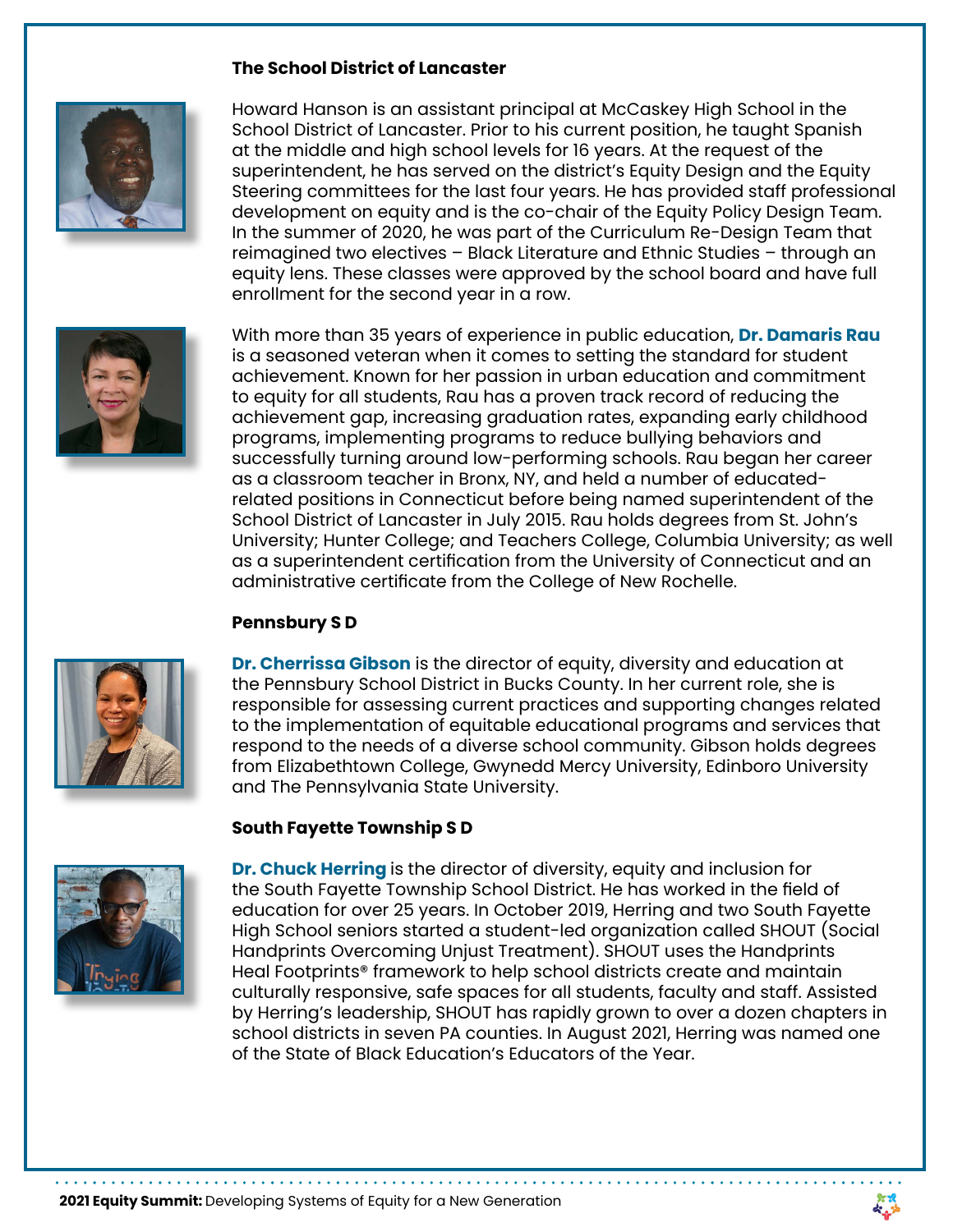### The School District of Lancaster

Howard Hanson is an assistant principal at McCaskey High School in the School District of Lancaster. Prior to his current position, he taught Spanish at the middle and high school levels for 16 years. At the request of the superintendent, he has served on the district's Equity Design and the Equity Steering committees for the last four years. He has provided staff professional development on equity and is the co-chair of the Equity Policy Design Team. In the summer of 2020, he was part of the Curriculum Re-Design Team that reimagined two electives – Black Literature and Ethnic Studies – through an equity lens. These classes were approved by the school board and have full enrollment for the second year in a row.

With more than 35 years of experience in public education, **Dr. Damaris Rau** is a seasoned veteran when it comes to setting the standard for student achievement. Known for her passion in urban education and commitment to equity for all students, Rau has a proven track record of reducing the achievement gap, increasing graduation rates, expanding early childhood programs, implementing programs to reduce bullying behaviors and successfully turning around low-performing schools. Rau began her career as a classroom teacher in Bronx, NY, and held a number of educated-related positions in Connecticut before being named superintendent of the School District of Lancaster in July 2015. Rau holds degrees from St. John's University; Hunter College; and Teachers College, Columbia University; as well as a superintendent certification from the University of Connecticut and an administrative certificate from the College of New Rochelle.

### Pennsbury S D

**Dr. Cherrissa Gibson** is the director of equity, diversity and education at the Pennsbury School District in Bucks County. In her current role, she is responsible for assessing current practices and supporting changes related to the implementation of equitable educational programs and services that respond to the needs of a diverse school community. Gibson holds degrees from Elizabethtown College, Gwynedd Mercy University, Edinboro University and The Pennsylvania State University.

### South Fayette Township S D

**Dr. Chuck Herring** is the director of diversity, equity and inclusion for the South Fayette Township School District. He has worked in the field of education for over 25 years. In October 2019, Herring and two South Fayette High School seniors started a student-led organization called SHOUT (Social Handprints Overcoming Unjust Treatment). SHOUT uses the Handprints Heal Footprints® framework to help school districts create and maintain culturally responsive, safe spaces for all students, faculty and staff. Assisted by Herring's leadership, SHOUT has rapidly grown to over a dozen chapters in school districts in seven PA counties. In August 2021, Herring was named one of the State of Black Education's Educators of the Year.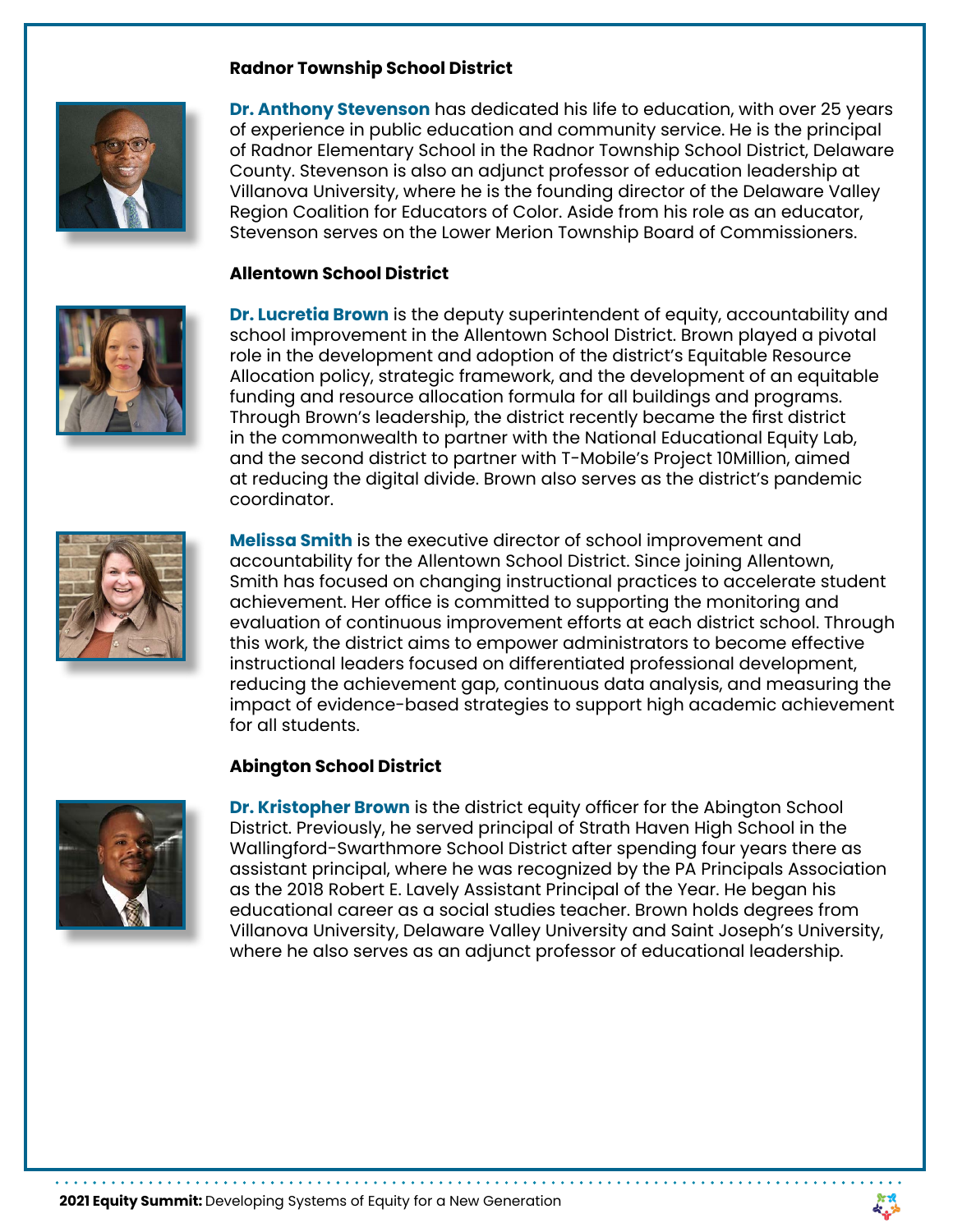### Radnor Township School District

**Dr. Anthony Stevenson** has dedicated his life to education, with over 25 years of experience in public education and community service. He is the principal of Radnor Elementary School in the Radnor Township School District, Delaware County. Stevenson is also an adjunct professor of education leadership at Villanova University, where he is the founding director of the Delaware Valley Region Coalition for Educators of Color. Aside from his role as an educator, Stevenson serves on the Lower Merion Township Board of Commissioners.

### Allentown School District

**Dr. Lucretia Brown** is the deputy superintendent of equity, accountability and school improvement in the Allentown School District. Brown played a pivotal role in the development and adoption of the district's Equitable Resource Allocation policy, strategic framework, and the development of an equitable funding and resource allocation formula for all buildings and programs. Through Brown's leadership, the district recently became the first district in the commonwealth to partner with the National Educational Equity Lab, and the second district to partner with T-Mobile's Project 10Million, aimed at reducing the digital divide. Brown also serves as the district's pandemic coordinator.

**Melissa Smith** is the executive director of school improvement and accountability for the Allentown School District. Since joining Allentown, Smith has focused on changing instructional practices to accelerate student achievement. Her office is committed to supporting the monitoring and evaluation of continuous improvement efforts at each district school. Through this work, the district aims to empower administrators to become effective instructional leaders focused on differentiated professional development, reducing the achievement gap, continuous data analysis, and measuring the impact of evidence-based strategies to support high academic achievement for all students.

### Abington School District

**Dr. Kristopher Brown** is the district equity officer for the Abington School District. Previously, he served principal of Strath Haven High School in the Wallingford-Swarthmore School District after spending four years there as assistant principal, where he was recognized by the PA Principals Association as the 2018 Robert E. Lavely Assistant Principal of the Year. He began his educational career as a social studies teacher. Brown holds degrees from Villanova University, Delaware Valley University and Saint Joseph's University, where he also serves as an adjunct professor of educational leadership.